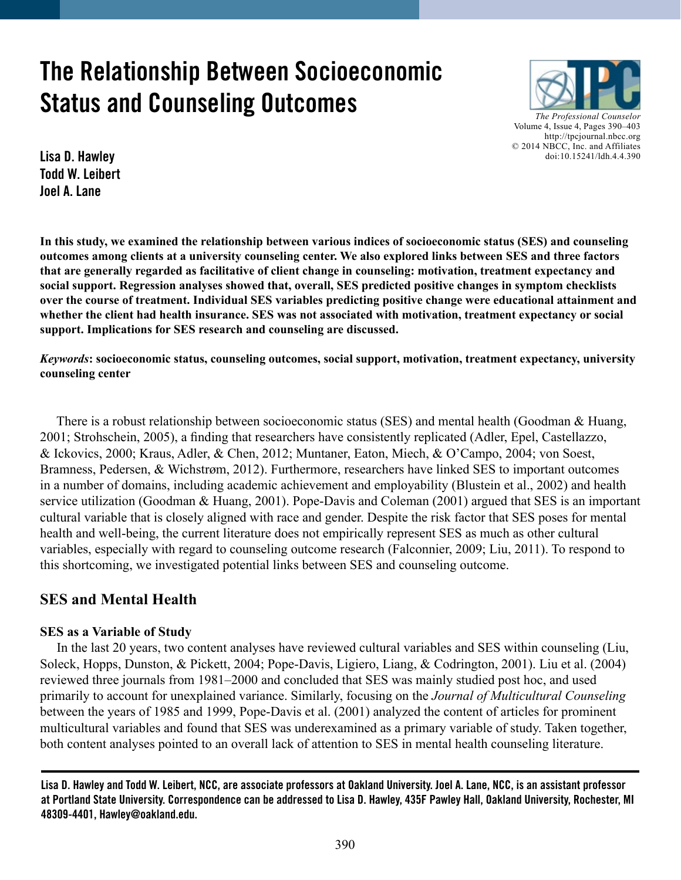# The Relationship Between Socioeconomic Status and Counseling Outcomes

Lisa D. Hawley
Todd W. Leibert
Joel A. Lane

**In this study, we examined the relationship between various indices of socioeconomic status (SES) and counseling outcomes among clients at a university counseling center. We also explored links between SES and three factors that are generally regarded as facilitative of client change in counseling: motivation, treatment expectancy and social support. Regression analyses showed that, overall, SES predicted positive changes in symptom checklists over the course of treatment. Individual SES variables predicting positive change were educational attainment and whether the client had health insurance. SES was not associated with motivation, treatment expectancy or social support. Implications for SES research and counseling are discussed.**

***Keywords*: socioeconomic status, counseling outcomes, social support, motivation, treatment expectancy, university counseling center**

There is a robust relationship between socioeconomic status (SES) and mental health (Goodman & Huang, 2001; Strohschein, 2005), a finding that researchers have consistently replicated (Adler, Epel, Castellazzo, & Ickovics, 2000; Kraus, Adler, & Chen, 2012; Muntaner, Eaton, Miech, & O'Campo, 2004; von Soest, Bramness, Pedersen, & Wichstrøm, 2012). Furthermore, researchers have linked SES to important outcomes in a number of domains, including academic achievement and employability (Blustein et al., 2002) and health service utilization (Goodman & Huang, 2001). Pope-Davis and Coleman (2001) argued that SES is an important cultural variable that is closely aligned with race and gender. Despite the risk factor that SES poses for mental health and well-being, the current literature does not empirically represent SES as much as other cultural variables, especially with regard to counseling outcome research (Falconnier, 2009; Liu, 2011). To respond to this shortcoming, we investigated potential links between SES and counseling outcome.

## SES and Mental Health

### SES as a Variable of Study

In the last 20 years, two content analyses have reviewed cultural variables and SES within counseling (Liu, Soleck, Hopps, Dunston, & Pickett, 2004; Pope-Davis, Ligiero, Liang, & Codrington, 2001). Liu et al. (2004) reviewed three journals from 1981–2000 and concluded that SES was mainly studied post hoc, and used primarily to account for unexplained variance. Similarly, focusing on the *Journal of Multicultural Counseling* between the years of 1985 and 1999, Pope-Davis et al. (2001) analyzed the content of articles for prominent multicultural variables and found that SES was underexamined as a primary variable of study. Taken together, both content analyses pointed to an overall lack of attention to SES in mental health counseling literature.

---

**Lisa D. Hawley and Todd W. Leibert, NCC, are associate professors at Oakland University. Joel A. Lane, NCC, is an assistant professor at Portland State University. Correspondence can be addressed to Lisa D. Hawley, 435F Pawley Hall, Oakland University, Rochester, MI 48309-4401, Hawley@oakland.edu.**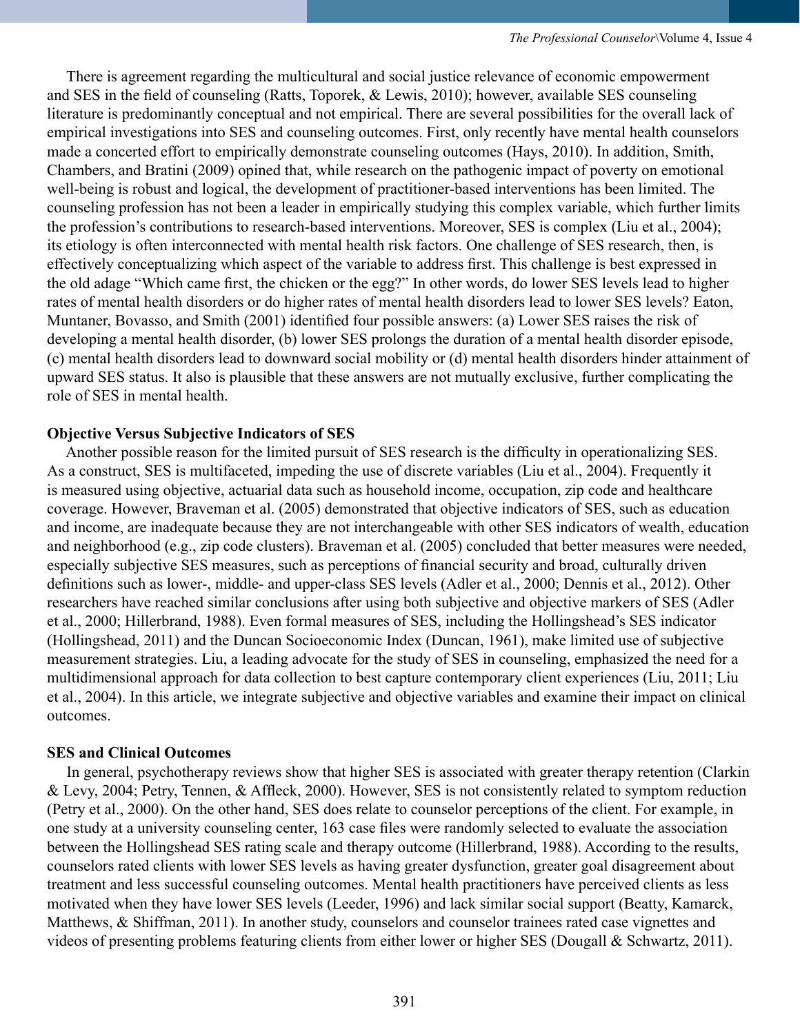There is agreement regarding the multicultural and social justice relevance of economic empowerment and SES in the field of counseling (Ratts, Toporek, & Lewis, 2010); however, available SES counseling literature is predominantly conceptual and not empirical. There are several possibilities for the overall lack of empirical investigations into SES and counseling outcomes. First, only recently have mental health counselors made a concerted effort to empirically demonstrate counseling outcomes (Hays, 2010). In addition, Smith, Chambers, and Bratini (2009) opined that, while research on the pathogenic impact of poverty on emotional well-being is robust and logical, the development of practitioner-based interventions has been limited. The counseling profession has not been a leader in empirically studying this complex variable, which further limits the profession's contributions to research-based interventions. Moreover, SES is complex (Liu et al., 2004); its etiology is often interconnected with mental health risk factors. One challenge of SES research, then, is effectively conceptualizing which aspect of the variable to address first. This challenge is best expressed in the old adage "Which came first, the chicken or the egg?" In other words, do lower SES levels lead to higher rates of mental health disorders or do higher rates of mental health disorders lead to lower SES levels? Eaton, Muntaner, Bovasso, and Smith (2001) identified four possible answers: (a) Lower SES raises the risk of developing a mental health disorder, (b) lower SES prolongs the duration of a mental health disorder episode, (c) mental health disorders lead to downward social mobility or (d) mental health disorders hinder attainment of upward SES status. It also is plausible that these answers are not mutually exclusive, further complicating the role of SES in mental health.

**Objective Versus Subjective Indicators of SES**

Another possible reason for the limited pursuit of SES research is the difficulty in operationalizing SES. As a construct, SES is multifaceted, impeding the use of discrete variables (Liu et al., 2004). Frequently it is measured using objective, actuarial data such as household income, occupation, zip code and healthcare coverage. However, Braveman et al. (2005) demonstrated that objective indicators of SES, such as education and income, are inadequate because they are not interchangeable with other SES indicators of wealth, education and neighborhood (e.g., zip code clusters). Braveman et al. (2005) concluded that better measures were needed, especially subjective SES measures, such as perceptions of financial security and broad, culturally driven definitions such as lower-, middle- and upper-class SES levels (Adler et al., 2000; Dennis et al., 2012). Other researchers have reached similar conclusions after using both subjective and objective markers of SES (Adler et al., 2000; Hillerbrand, 1988). Even formal measures of SES, including the Hollingshead's SES indicator (Hollingshead, 2011) and the Duncan Socioeconomic Index (Duncan, 1961), make limited use of subjective measurement strategies. Liu, a leading advocate for the study of SES in counseling, emphasized the need for a multidimensional approach for data collection to best capture contemporary client experiences (Liu, 2011; Liu et al., 2004). In this article, we integrate subjective and objective variables and examine their impact on clinical outcomes.

**SES and Clinical Outcomes**

In general, psychotherapy reviews show that higher SES is associated with greater therapy retention (Clarkin & Levy, 2004; Petry, Tennen, & Affleck, 2000). However, SES is not consistently related to symptom reduction (Petry et al., 2000). On the other hand, SES does relate to counselor perceptions of the client. For example, in one study at a university counseling center, 163 case files were randomly selected to evaluate the association between the Hollingshead SES rating scale and therapy outcome (Hillerbrand, 1988). According to the results, counselors rated clients with lower SES levels as having greater dysfunction, greater goal disagreement about treatment and less successful counseling outcomes. Mental health practitioners have perceived clients as less motivated when they have lower SES levels (Leeder, 1996) and lack similar social support (Beatty, Kamarck, Matthews, & Shiffman, 2011). In another study, counselors and counselor trainees rated case vignettes and videos of presenting problems featuring clients from either lower or higher SES (Dougall & Schwartz, 2011).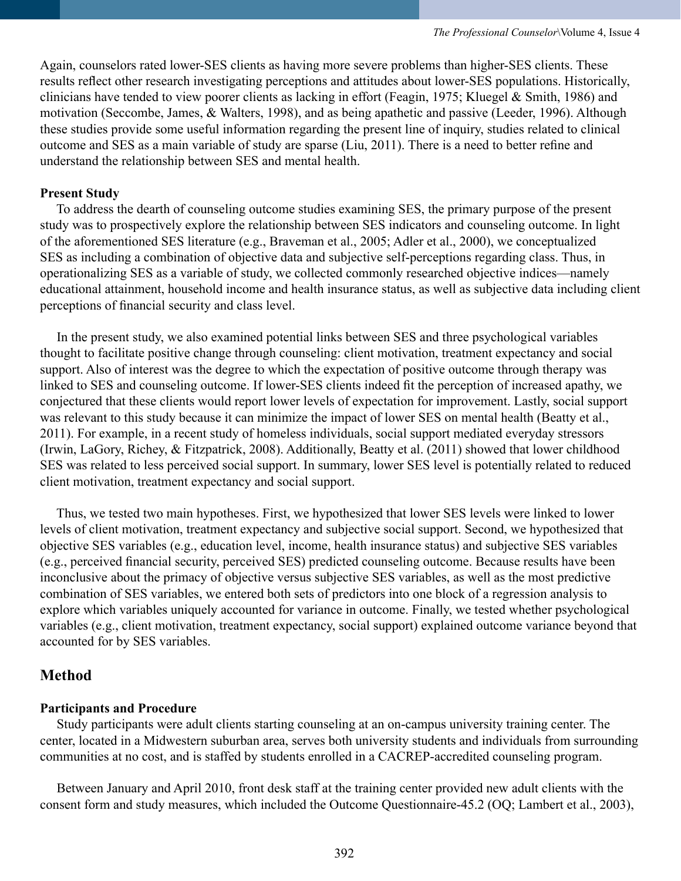Again, counselors rated lower-SES clients as having more severe problems than higher-SES clients. These results reflect other research investigating perceptions and attitudes about lower-SES populations. Historically, clinicians have tended to view poorer clients as lacking in effort (Feagin, 1975; Kluegel & Smith, 1986) and motivation (Seccombe, James, & Walters, 1998), and as being apathetic and passive (Leeder, 1996). Although these studies provide some useful information regarding the present line of inquiry, studies related to clinical outcome and SES as a main variable of study are sparse (Liu, 2011). There is a need to better refine and understand the relationship between SES and mental health.

### Present Study

To address the dearth of counseling outcome studies examining SES, the primary purpose of the present study was to prospectively explore the relationship between SES indicators and counseling outcome. In light of the aforementioned SES literature (e.g., Braveman et al., 2005; Adler et al., 2000), we conceptualized SES as including a combination of objective data and subjective self-perceptions regarding class. Thus, in operationalizing SES as a variable of study, we collected commonly researched objective indices—namely educational attainment, household income and health insurance status, as well as subjective data including client perceptions of financial security and class level.

In the present study, we also examined potential links between SES and three psychological variables thought to facilitate positive change through counseling: client motivation, treatment expectancy and social support. Also of interest was the degree to which the expectation of positive outcome through therapy was linked to SES and counseling outcome. If lower-SES clients indeed fit the perception of increased apathy, we conjectured that these clients would report lower levels of expectation for improvement. Lastly, social support was relevant to this study because it can minimize the impact of lower SES on mental health (Beatty et al., 2011). For example, in a recent study of homeless individuals, social support mediated everyday stressors (Irwin, LaGory, Richey, & Fitzpatrick, 2008). Additionally, Beatty et al. (2011) showed that lower childhood SES was related to less perceived social support. In summary, lower SES level is potentially related to reduced client motivation, treatment expectancy and social support.

Thus, we tested two main hypotheses. First, we hypothesized that lower SES levels were linked to lower levels of client motivation, treatment expectancy and subjective social support. Second, we hypothesized that objective SES variables (e.g., education level, income, health insurance status) and subjective SES variables (e.g., perceived financial security, perceived SES) predicted counseling outcome. Because results have been inconclusive about the primacy of objective versus subjective SES variables, as well as the most predictive combination of SES variables, we entered both sets of predictors into one block of a regression analysis to explore which variables uniquely accounted for variance in outcome. Finally, we tested whether psychological variables (e.g., client motivation, treatment expectancy, social support) explained outcome variance beyond that accounted for by SES variables.

## Method

### Participants and Procedure

Study participants were adult clients starting counseling at an on-campus university training center. The center, located in a Midwestern suburban area, serves both university students and individuals from surrounding communities at no cost, and is staffed by students enrolled in a CACREP-accredited counseling program.

Between January and April 2010, front desk staff at the training center provided new adult clients with the consent form and study measures, which included the Outcome Questionnaire-45.2 (OQ; Lambert et al., 2003),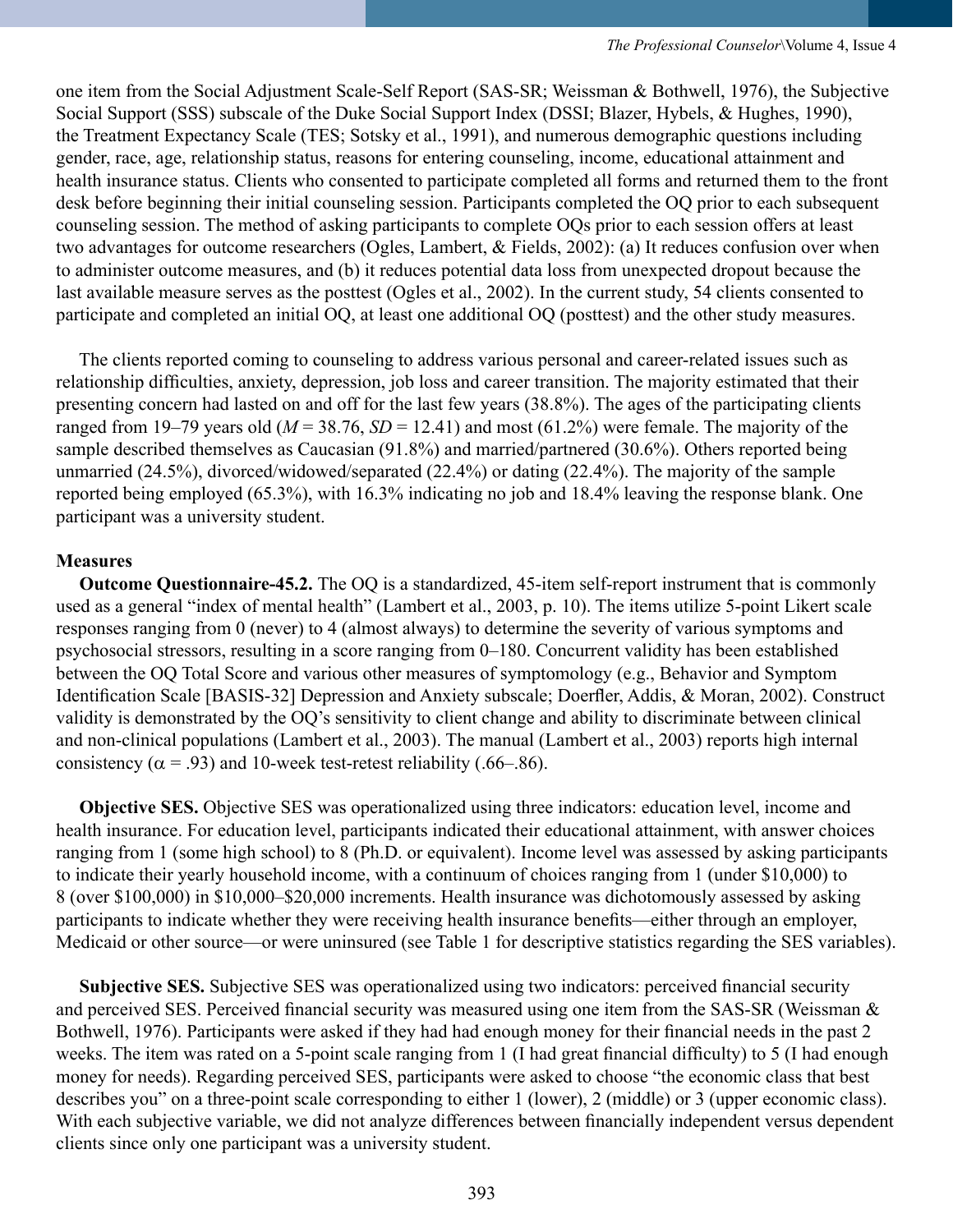one item from the Social Adjustment Scale-Self Report (SAS-SR; Weissman & Bothwell, 1976), the Subjective Social Support (SSS) subscale of the Duke Social Support Index (DSSI; Blazer, Hybels, & Hughes, 1990), the Treatment Expectancy Scale (TES; Sotsky et al., 1991), and numerous demographic questions including gender, race, age, relationship status, reasons for entering counseling, income, educational attainment and health insurance status. Clients who consented to participate completed all forms and returned them to the front desk before beginning their initial counseling session. Participants completed the OQ prior to each subsequent counseling session. The method of asking participants to complete OQs prior to each session offers at least two advantages for outcome researchers (Ogles, Lambert, & Fields, 2002): (a) It reduces confusion over when to administer outcome measures, and (b) it reduces potential data loss from unexpected dropout because the last available measure serves as the posttest (Ogles et al., 2002). In the current study, 54 clients consented to participate and completed an initial OQ, at least one additional OQ (posttest) and the other study measures.

The clients reported coming to counseling to address various personal and career-related issues such as relationship difficulties, anxiety, depression, job loss and career transition. The majority estimated that their presenting concern had lasted on and off for the last few years (38.8%). The ages of the participating clients ranged from 19–79 years old ($M = 38.76$, $SD = 12.41$) and most (61.2%) were female. The majority of the sample described themselves as Caucasian (91.8%) and married/partnered (30.6%). Others reported being unmarried (24.5%), divorced/widowed/separated (22.4%) or dating (22.4%). The majority of the sample reported being employed (65.3%), with 16.3% indicating no job and 18.4% leaving the response blank. One participant was a university student.

### Measures

**Outcome Questionnaire-45.2.** The OQ is a standardized, 45-item self-report instrument that is commonly used as a general "index of mental health" (Lambert et al., 2003, p. 10). The items utilize 5-point Likert scale responses ranging from 0 (never) to 4 (almost always) to determine the severity of various symptoms and psychosocial stressors, resulting in a score ranging from 0–180. Concurrent validity has been established between the OQ Total Score and various other measures of symptomology (e.g., Behavior and Symptom Identification Scale [BASIS-32] Depression and Anxiety subscale; Doerfler, Addis, & Moran, 2002). Construct validity is demonstrated by the OQ's sensitivity to client change and ability to discriminate between clinical and non-clinical populations (Lambert et al., 2003). The manual (Lambert et al., 2003) reports high internal consistency ($\alpha = .93$) and 10-week test-retest reliability (.66–.86).

**Objective SES.** Objective SES was operationalized using three indicators: education level, income and health insurance. For education level, participants indicated their educational attainment, with answer choices ranging from 1 (some high school) to 8 (Ph.D. or equivalent). Income level was assessed by asking participants to indicate their yearly household income, with a continuum of choices ranging from 1 (under $10,000) to 8 (over $100,000) in $10,000–$20,000 increments. Health insurance was dichotomously assessed by asking participants to indicate whether they were receiving health insurance benefits—either through an employer, Medicaid or other source—or were uninsured (see Table 1 for descriptive statistics regarding the SES variables).

**Subjective SES.** Subjective SES was operationalized using two indicators: perceived financial security and perceived SES. Perceived financial security was measured using one item from the SAS-SR (Weissman & Bothwell, 1976). Participants were asked if they had had enough money for their financial needs in the past 2 weeks. The item was rated on a 5-point scale ranging from 1 (I had great financial difficulty) to 5 (I had enough money for needs). Regarding perceived SES, participants were asked to choose "the economic class that best describes you" on a three-point scale corresponding to either 1 (lower), 2 (middle) or 3 (upper economic class). With each subjective variable, we did not analyze differences between financially independent versus dependent clients since only one participant was a university student.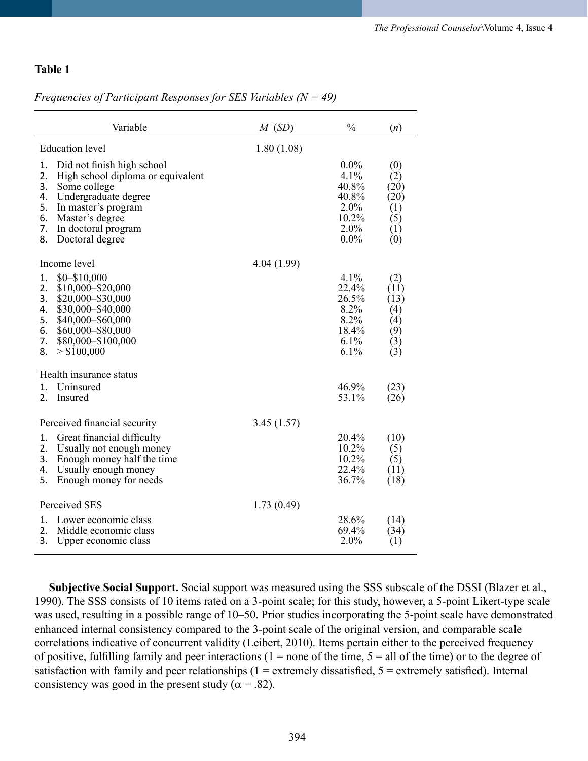**Table 1**

*Frequencies of Participant Responses for SES Variables (N = 49)*

| Variable | *M* (*SD*) | % | (*n*) |
|---|---|---|---|
| Education level | 1.80 (1.08) | | |
| 1. Did not finish high school | | 0.0% | (0) |
| 2. High school diploma or equivalent | | 4.1% | (2) |
| 3. Some college | | 40.8% | (20) |
| 4. Undergraduate degree | | 40.8% | (20) |
| 5. In master's program | | 2.0% | (1) |
| 6. Master's degree | | 10.2% | (5) |
| 7. In doctoral program | | 2.0% | (1) |
| 8. Doctoral degree | | 0.0% | (0) |
| Income level | 4.04 (1.99) | | |
| 1. $0–$10,000 | | 4.1% | (2) |
| 2. $10,000–$20,000 | | 22.4% | (11) |
| 3. $20,000–$30,000 | | 26.5% | (13) |
| 4. $30,000–$40,000 | | 8.2% | (4) |
| 5. $40,000–$60,000 | | 8.2% | (4) |
| 6. $60,000–$80,000 | | 18.4% | (9) |
| 7. $80,000–$100,000 | | 6.1% | (3) |
| 8. > $100,000 | | 6.1% | (3) |
| Health insurance status | | | |
| 1. Uninsured | | 46.9% | (23) |
| 2. Insured | | 53.1% | (26) |
| Perceived financial security | 3.45 (1.57) | | |
| 1. Great financial difficulty | | 20.4% | (10) |
| 2. Usually not enough money | | 10.2% | (5) |
| 3. Enough money half the time | | 10.2% | (5) |
| 4. Usually enough money | | 22.4% | (11) |
| 5. Enough money for needs | | 36.7% | (18) |
| Perceived SES | 1.73 (0.49) | | |
| 1. Lower economic class | | 28.6% | (14) |
| 2. Middle economic class | | 69.4% | (34) |
| 3. Upper economic class | | 2.0% | (1) |

**Subjective Social Support.** Social support was measured using the SSS subscale of the DSSI (Blazer et al., 1990). The SSS consists of 10 items rated on a 3-point scale; for this study, however, a 5-point Likert-type scale was used, resulting in a possible range of 10–50. Prior studies incorporating the 5-point scale have demonstrated enhanced internal consistency compared to the 3-point scale of the original version, and comparable scale correlations indicative of concurrent validity (Leibert, 2010). Items pertain either to the perceived frequency of positive, fulfilling family and peer interactions (1 = none of the time, 5 = all of the time) or to the degree of satisfaction with family and peer relationships (1 = extremely dissatisfied, 5 = extremely satisfied). Internal consistency was good in the present study ($\alpha = .82$).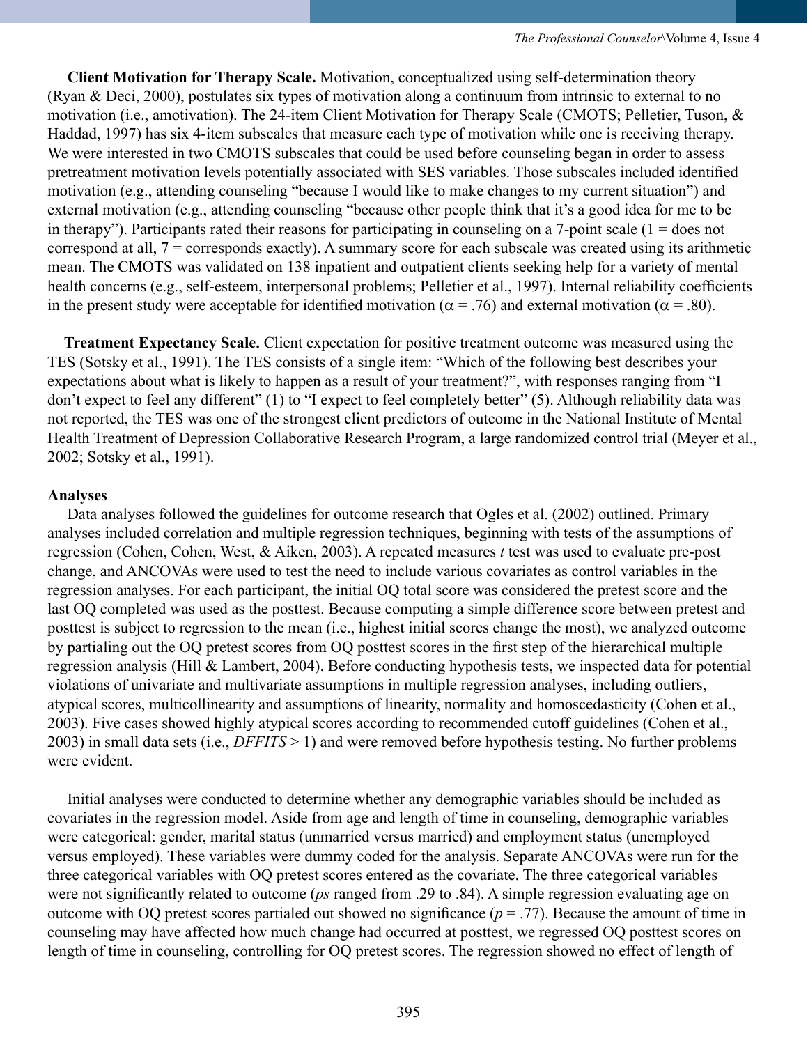**Client Motivation for Therapy Scale.** Motivation, conceptualized using self-determination theory (Ryan & Deci, 2000), postulates six types of motivation along a continuum from intrinsic to external to no motivation (i.e., amotivation). The 24-item Client Motivation for Therapy Scale (CMOTS; Pelletier, Tuson, & Haddad, 1997) has six 4-item subscales that measure each type of motivation while one is receiving therapy. We were interested in two CMOTS subscales that could be used before counseling began in order to assess pretreatment motivation levels potentially associated with SES variables. Those subscales included identified motivation (e.g., attending counseling "because I would like to make changes to my current situation") and external motivation (e.g., attending counseling "because other people think that it's a good idea for me to be in therapy"). Participants rated their reasons for participating in counseling on a 7-point scale (1 = does not correspond at all, 7 = corresponds exactly). A summary score for each subscale was created using its arithmetic mean. The CMOTS was validated on 138 inpatient and outpatient clients seeking help for a variety of mental health concerns (e.g., self-esteem, interpersonal problems; Pelletier et al., 1997). Internal reliability coefficients in the present study were acceptable for identified motivation ($\alpha = .76$) and external motivation ($\alpha = .80$).

**Treatment Expectancy Scale.** Client expectation for positive treatment outcome was measured using the TES (Sotsky et al., 1991). The TES consists of a single item: "Which of the following best describes your expectations about what is likely to happen as a result of your treatment?", with responses ranging from "I don't expect to feel any different" (1) to "I expect to feel completely better" (5). Although reliability data was not reported, the TES was one of the strongest client predictors of outcome in the National Institute of Mental Health Treatment of Depression Collaborative Research Program, a large randomized control trial (Meyer et al., 2002; Sotsky et al., 1991).

### Analyses

Data analyses followed the guidelines for outcome research that Ogles et al. (2002) outlined. Primary analyses included correlation and multiple regression techniques, beginning with tests of the assumptions of regression (Cohen, Cohen, West, & Aiken, 2003). A repeated measures $t$ test was used to evaluate pre-post change, and ANCOVAs were used to test the need to include various covariates as control variables in the regression analyses. For each participant, the initial OQ total score was considered the pretest score and the last OQ completed was used as the posttest. Because computing a simple difference score between pretest and posttest is subject to regression to the mean (i.e., highest initial scores change the most), we analyzed outcome by partialing out the OQ pretest scores from OQ posttest scores in the first step of the hierarchical multiple regression analysis (Hill & Lambert, 2004). Before conducting hypothesis tests, we inspected data for potential violations of univariate and multivariate assumptions in multiple regression analyses, including outliers, atypical scores, multicollinearity and assumptions of linearity, normality and homoscedasticity (Cohen et al., 2003). Five cases showed highly atypical scores according to recommended cutoff guidelines (Cohen et al., 2003) in small data sets (i.e., $DFFITS > 1$) and were removed before hypothesis testing. No further problems were evident.

Initial analyses were conducted to determine whether any demographic variables should be included as covariates in the regression model. Aside from age and length of time in counseling, demographic variables were categorical: gender, marital status (unmarried versus married) and employment status (unemployed versus employed). These variables were dummy coded for the analysis. Separate ANCOVAs were run for the three categorical variables with OQ pretest scores entered as the covariate. The three categorical variables were not significantly related to outcome (*ps* ranged from .29 to .84). A simple regression evaluating age on outcome with OQ pretest scores partialed out showed no significance ($p = .77$). Because the amount of time in counseling may have affected how much change had occurred at posttest, we regressed OQ posttest scores on length of time in counseling, controlling for OQ pretest scores. The regression showed no effect of length of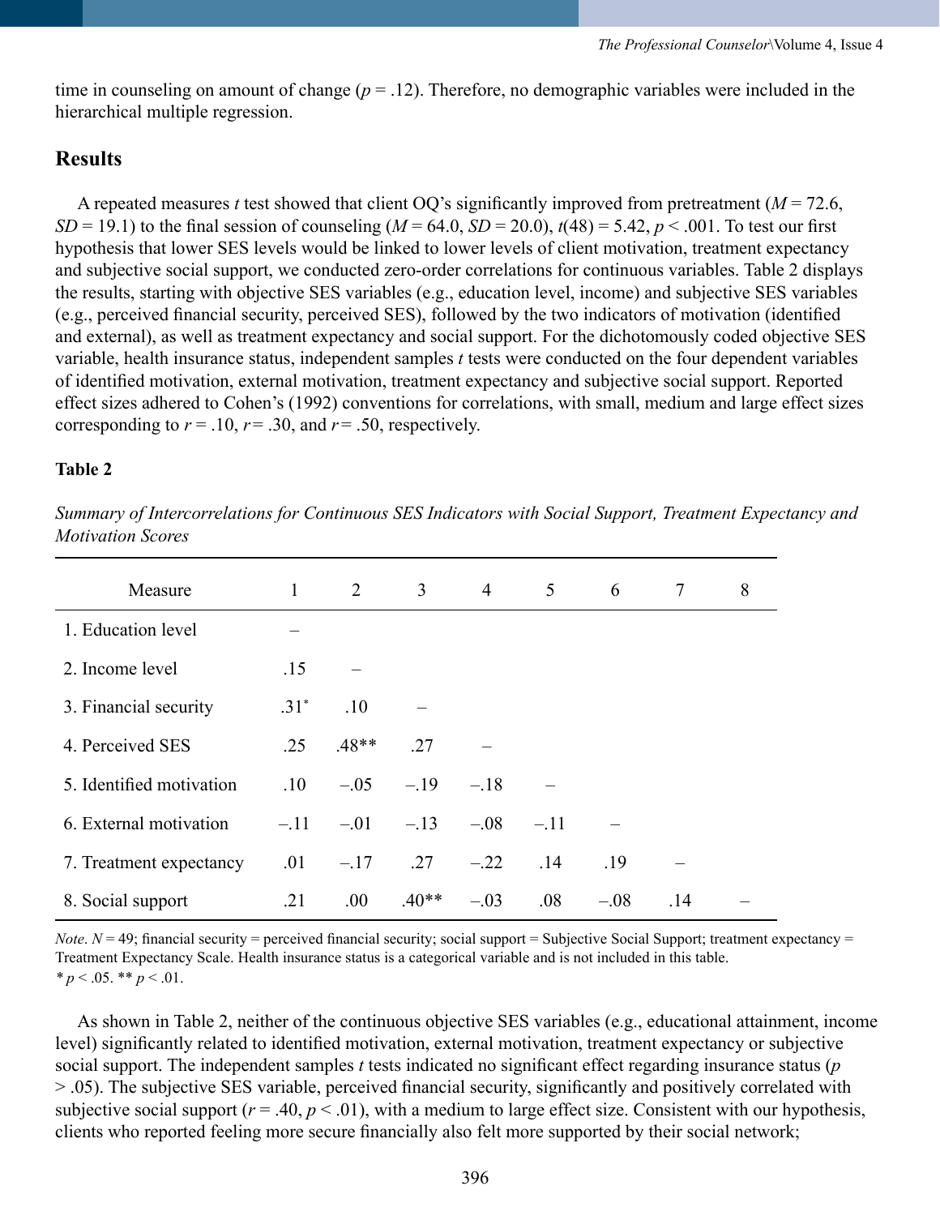time in counseling on amount of change ($p = .12$). Therefore, no demographic variables were included in the hierarchical multiple regression.

## Results

A repeated measures *t* test showed that client OQ's significantly improved from pretreatment ($M = 72.6$, $SD = 19.1$) to the final session of counseling ($M = 64.0$, $SD = 20.0$), $t(48) = 5.42$, $p < .001$. To test our first hypothesis that lower SES levels would be linked to lower levels of client motivation, treatment expectancy and subjective social support, we conducted zero-order correlations for continuous variables. Table 2 displays the results, starting with objective SES variables (e.g., education level, income) and subjective SES variables (e.g., perceived financial security, perceived SES), followed by the two indicators of motivation (identified and external), as well as treatment expectancy and social support. For the dichotomously coded objective SES variable, health insurance status, independent samples *t* tests were conducted on the four dependent variables of identified motivation, external motivation, treatment expectancy and subjective social support. Reported effect sizes adhered to Cohen's (1992) conventions for correlations, with small, medium and large effect sizes corresponding to $r = .10$, $r = .30$, and $r = .50$, respectively.

**Table 2**

*Summary of Intercorrelations for Continuous SES Indicators with Social Support, Treatment Expectancy and Motivation Scores*

| Measure | 1 | 2 | 3 | 4 | 5 | 6 | 7 | 8 |
|---|---|---|---|---|---|---|---|---|
| 1. Education level | – | | | | | | | |
| 2. Income level | .15 | – | | | | | | |
| 3. Financial security | .31* | .10 | – | | | | | |
| 4. Perceived SES | .25 | .48** | .27 | – | | | | |
| 5. Identified motivation | .10 | –.05 | –.19 | –.18 | – | | | |
| 6. External motivation | –.11 | –.01 | –.13 | –.08 | –.11 | – | | |
| 7. Treatment expectancy | .01 | –.17 | .27 | –.22 | .14 | .19 | – | |
| 8. Social support | .21 | .00 | .40** | –.03 | .08 | –.08 | .14 | – |

*Note*. $N = 49$; financial security = perceived financial security; social support = Subjective Social Support; treatment expectancy = Treatment Expectancy Scale. Health insurance status is a categorical variable and is not included in this table.
* $p < .05$. ** $p < .01$.

As shown in Table 2, neither of the continuous objective SES variables (e.g., educational attainment, income level) significantly related to identified motivation, external motivation, treatment expectancy or subjective social support. The independent samples *t* tests indicated no significant effect regarding insurance status ($p > .05$). The subjective SES variable, perceived financial security, significantly and positively correlated with subjective social support ($r = .40$, $p < .01$), with a medium to large effect size. Consistent with our hypothesis, clients who reported feeling more secure financially also felt more supported by their social network;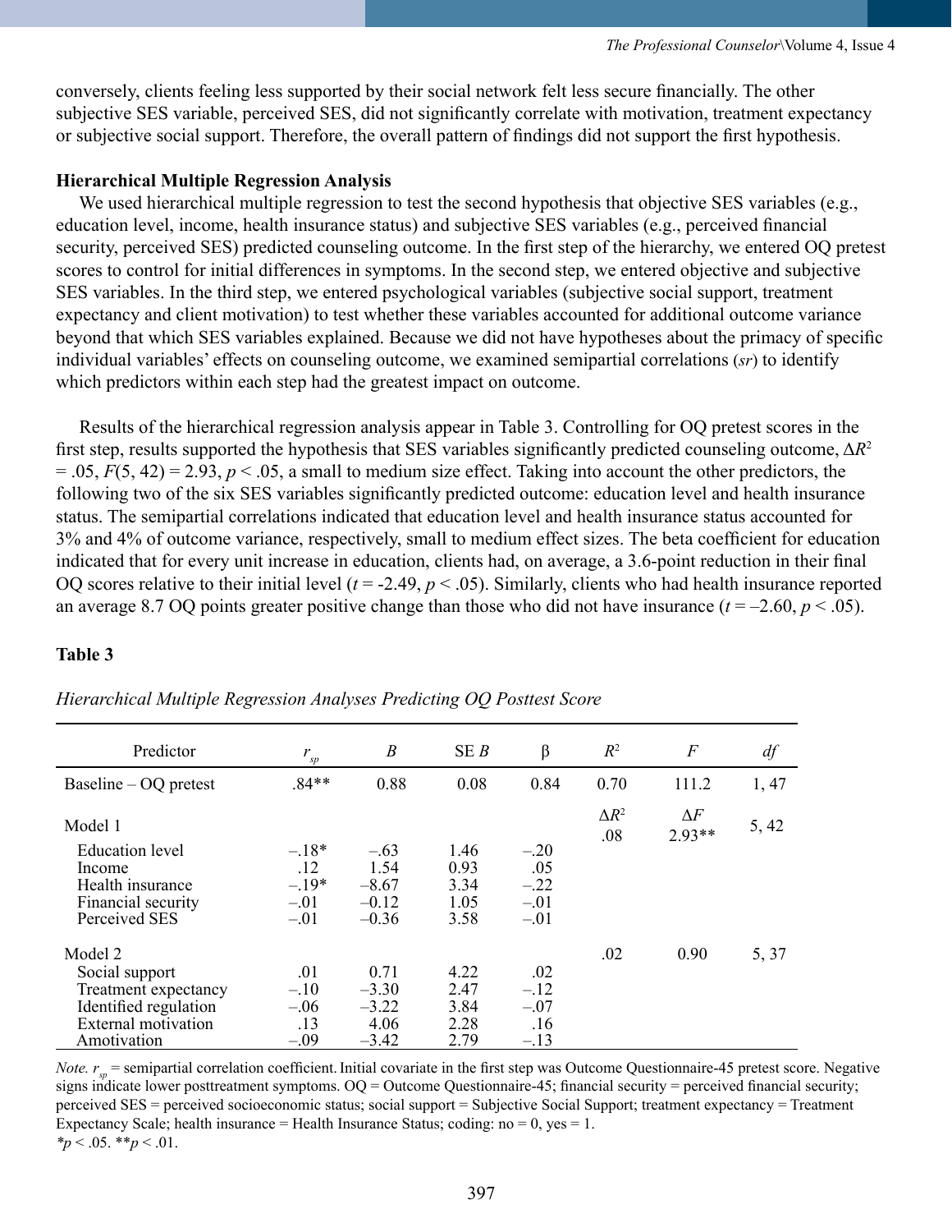conversely, clients feeling less supported by their social network felt less secure financially. The other subjective SES variable, perceived SES, did not significantly correlate with motivation, treatment expectancy or subjective social support. Therefore, the overall pattern of findings did not support the first hypothesis.

**Hierarchical Multiple Regression Analysis**

We used hierarchical multiple regression to test the second hypothesis that objective SES variables (e.g., education level, income, health insurance status) and subjective SES variables (e.g., perceived financial security, perceived SES) predicted counseling outcome. In the first step of the hierarchy, we entered OQ pretest scores to control for initial differences in symptoms. In the second step, we entered objective and subjective SES variables. In the third step, we entered psychological variables (subjective social support, treatment expectancy and client motivation) to test whether these variables accounted for additional outcome variance beyond that which SES variables explained. Because we did not have hypotheses about the primacy of specific individual variables' effects on counseling outcome, we examined semipartial correlations (*sr*) to identify which predictors within each step had the greatest impact on outcome.

Results of the hierarchical regression analysis appear in Table 3. Controlling for OQ pretest scores in the first step, results supported the hypothesis that SES variables significantly predicted counseling outcome, $\Delta R^2 = .05$, $F(5, 42) = 2.93$, $p < .05$, a small to medium size effect. Taking into account the other predictors, the following two of the six SES variables significantly predicted outcome: education level and health insurance status. The semipartial correlations indicated that education level and health insurance status accounted for 3% and 4% of outcome variance, respectively, small to medium effect sizes. The beta coefficient for education indicated that for every unit increase in education, clients had, on average, a 3.6-point reduction in their final OQ scores relative to their initial level ($t = -2.49$, $p < .05$). Similarly, clients who had health insurance reported an average 8.7 OQ points greater positive change than those who did not have insurance ($t = -2.60$, $p < .05$).

**Table 3**

*Hierarchical Multiple Regression Analyses Predicting OQ Posttest Score*

| Predictor | $r_{sp}$ | $B$ | SE $B$ | β | $R^2$ | $F$ | $df$ |
|---|---|---|---|---|---|---|---|
| Baseline – OQ pretest | .84** | 0.88 | 0.08 | 0.84 | 0.70 | 111.2 | 1, 47 |
| Model 1 | | | | | $\Delta R^2$ .08 | $\Delta F$ 2.93** | 5, 42 |
| Education level | –.18* | –.63 | 1.46 | –.20 | | | |
| Income | .12 | 1.54 | 0.93 | .05 | | | |
| Health insurance | –.19* | –8.67 | 3.34 | –.22 | | | |
| Financial security | –.01 | –0.12 | 1.05 | –.01 | | | |
| Perceived SES | –.01 | –0.36 | 3.58 | –.01 | | | |
| Model 2 | | | | | .02 | 0.90 | 5, 37 |
| Social support | .01 | 0.71 | 4.22 | .02 | | | |
| Treatment expectancy | –.10 | –3.30 | 2.47 | –.12 | | | |
| Identified regulation | –.06 | –3.22 | 3.84 | –.07 | | | |
| External motivation | .13 | 4.06 | 2.28 | .16 | | | |
| Amotivation | –.09 | –3.42 | 2.79 | –.13 | | | |

*Note.* $r_{sp}$ = semipartial correlation coefficient. Initial covariate in the first step was Outcome Questionnaire-45 pretest score. Negative signs indicate lower posttreatment symptoms. OQ = Outcome Questionnaire-45; financial security = perceived financial security; perceived SES = perceived socioeconomic status; social support = Subjective Social Support; treatment expectancy = Treatment Expectancy Scale; health insurance = Health Insurance Status; coding: no = 0, yes = 1.
\**p* < .05. \*\**p* < .01.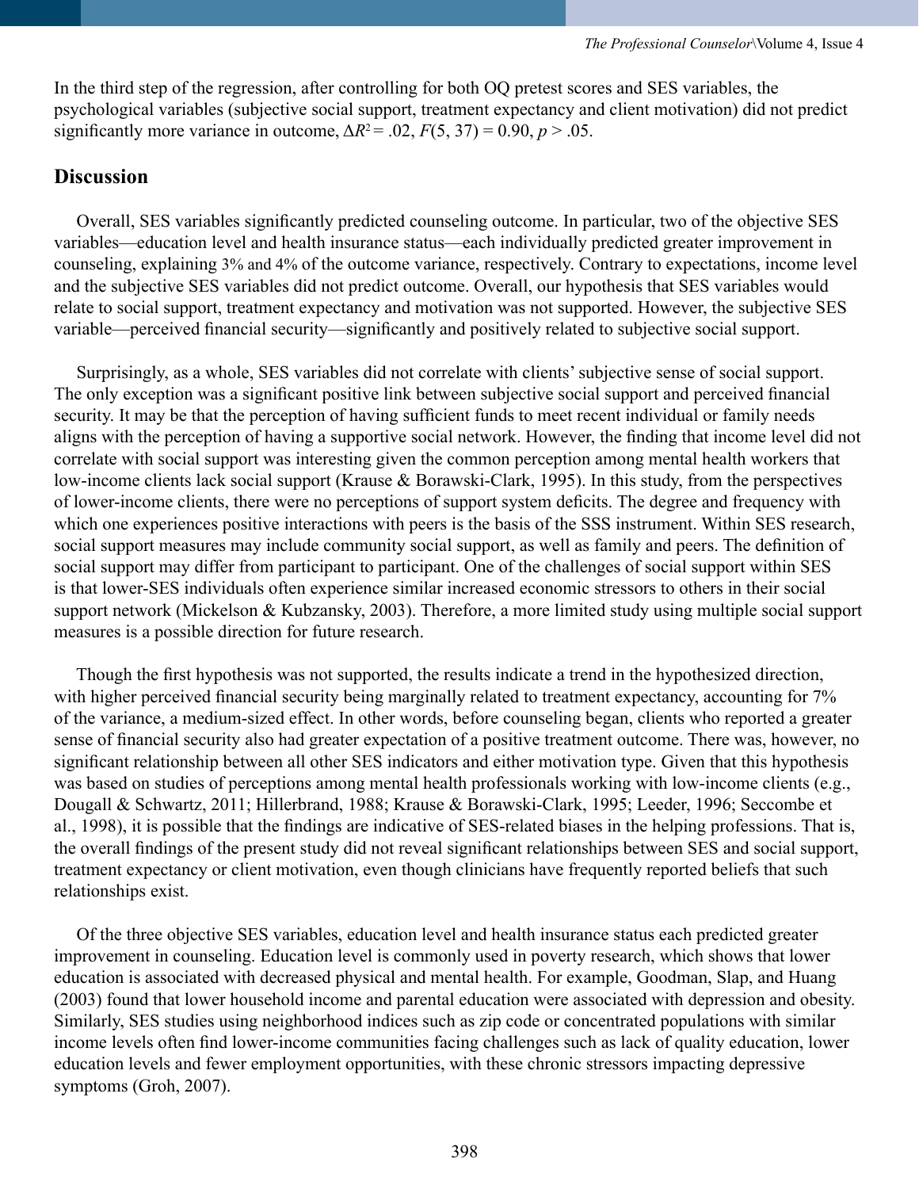In the third step of the regression, after controlling for both OQ pretest scores and SES variables, the psychological variables (subjective social support, treatment expectancy and client motivation) did not predict significantly more variance in outcome, $\Delta R^2 = .02$, $F(5, 37) = 0.90$, $p > .05$.

## Discussion

Overall, SES variables significantly predicted counseling outcome. In particular, two of the objective SES variables—education level and health insurance status—each individually predicted greater improvement in counseling, explaining 3% and 4% of the outcome variance, respectively. Contrary to expectations, income level and the subjective SES variables did not predict outcome. Overall, our hypothesis that SES variables would relate to social support, treatment expectancy and motivation was not supported. However, the subjective SES variable—perceived financial security—significantly and positively related to subjective social support.

Surprisingly, as a whole, SES variables did not correlate with clients' subjective sense of social support. The only exception was a significant positive link between subjective social support and perceived financial security. It may be that the perception of having sufficient funds to meet recent individual or family needs aligns with the perception of having a supportive social network. However, the finding that income level did not correlate with social support was interesting given the common perception among mental health workers that low-income clients lack social support (Krause & Borawski-Clark, 1995). In this study, from the perspectives of lower-income clients, there were no perceptions of support system deficits. The degree and frequency with which one experiences positive interactions with peers is the basis of the SSS instrument. Within SES research, social support measures may include community social support, as well as family and peers. The definition of social support may differ from participant to participant. One of the challenges of social support within SES is that lower-SES individuals often experience similar increased economic stressors to others in their social support network (Mickelson & Kubzansky, 2003). Therefore, a more limited study using multiple social support measures is a possible direction for future research.

Though the first hypothesis was not supported, the results indicate a trend in the hypothesized direction, with higher perceived financial security being marginally related to treatment expectancy, accounting for 7% of the variance, a medium-sized effect. In other words, before counseling began, clients who reported a greater sense of financial security also had greater expectation of a positive treatment outcome. There was, however, no significant relationship between all other SES indicators and either motivation type. Given that this hypothesis was based on studies of perceptions among mental health professionals working with low-income clients (e.g., Dougall & Schwartz, 2011; Hillerbrand, 1988; Krause & Borawski-Clark, 1995; Leeder, 1996; Seccombe et al., 1998), it is possible that the findings are indicative of SES-related biases in the helping professions. That is, the overall findings of the present study did not reveal significant relationships between SES and social support, treatment expectancy or client motivation, even though clinicians have frequently reported beliefs that such relationships exist.

Of the three objective SES variables, education level and health insurance status each predicted greater improvement in counseling. Education level is commonly used in poverty research, which shows that lower education is associated with decreased physical and mental health. For example, Goodman, Slap, and Huang (2003) found that lower household income and parental education were associated with depression and obesity. Similarly, SES studies using neighborhood indices such as zip code or concentrated populations with similar income levels often find lower-income communities facing challenges such as lack of quality education, lower education levels and fewer employment opportunities, with these chronic stressors impacting depressive symptoms (Groh, 2007).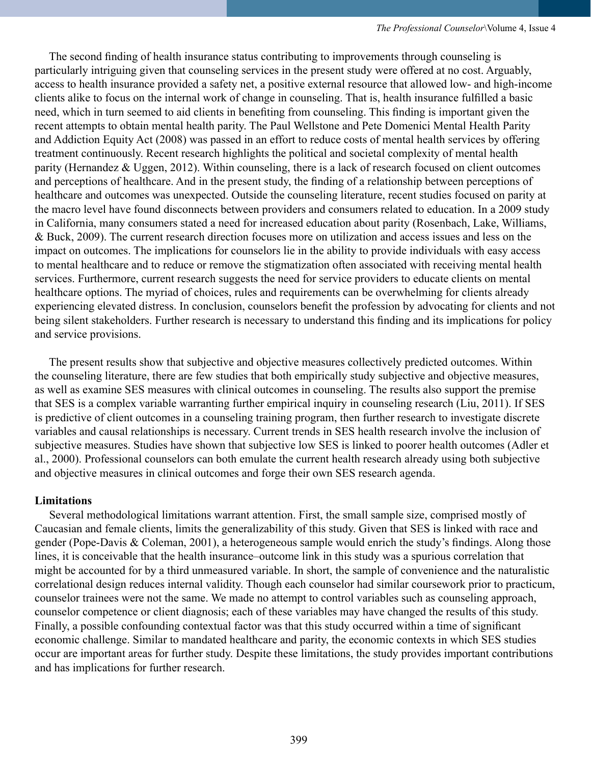The second finding of health insurance status contributing to improvements through counseling is particularly intriguing given that counseling services in the present study were offered at no cost. Arguably, access to health insurance provided a safety net, a positive external resource that allowed low- and high-income clients alike to focus on the internal work of change in counseling. That is, health insurance fulfilled a basic need, which in turn seemed to aid clients in benefiting from counseling. This finding is important given the recent attempts to obtain mental health parity. The Paul Wellstone and Pete Domenici Mental Health Parity and Addiction Equity Act (2008) was passed in an effort to reduce costs of mental health services by offering treatment continuously. Recent research highlights the political and societal complexity of mental health parity (Hernandez & Uggen, 2012). Within counseling, there is a lack of research focused on client outcomes and perceptions of healthcare. And in the present study, the finding of a relationship between perceptions of healthcare and outcomes was unexpected. Outside the counseling literature, recent studies focused on parity at the macro level have found disconnects between providers and consumers related to education. In a 2009 study in California, many consumers stated a need for increased education about parity (Rosenbach, Lake, Williams, & Buck, 2009). The current research direction focuses more on utilization and access issues and less on the impact on outcomes. The implications for counselors lie in the ability to provide individuals with easy access to mental healthcare and to reduce or remove the stigmatization often associated with receiving mental health services. Furthermore, current research suggests the need for service providers to educate clients on mental healthcare options. The myriad of choices, rules and requirements can be overwhelming for clients already experiencing elevated distress. In conclusion, counselors benefit the profession by advocating for clients and not being silent stakeholders. Further research is necessary to understand this finding and its implications for policy and service provisions.

The present results show that subjective and objective measures collectively predicted outcomes. Within the counseling literature, there are few studies that both empirically study subjective and objective measures, as well as examine SES measures with clinical outcomes in counseling. The results also support the premise that SES is a complex variable warranting further empirical inquiry in counseling research (Liu, 2011). If SES is predictive of client outcomes in a counseling training program, then further research to investigate discrete variables and causal relationships is necessary. Current trends in SES health research involve the inclusion of subjective measures. Studies have shown that subjective low SES is linked to poorer health outcomes (Adler et al., 2000). Professional counselors can both emulate the current health research already using both subjective and objective measures in clinical outcomes and forge their own SES research agenda.

**Limitations**

Several methodological limitations warrant attention. First, the small sample size, comprised mostly of Caucasian and female clients, limits the generalizability of this study. Given that SES is linked with race and gender (Pope-Davis & Coleman, 2001), a heterogeneous sample would enrich the study's findings. Along those lines, it is conceivable that the health insurance–outcome link in this study was a spurious correlation that might be accounted for by a third unmeasured variable. In short, the sample of convenience and the naturalistic correlational design reduces internal validity. Though each counselor had similar coursework prior to practicum, counselor trainees were not the same. We made no attempt to control variables such as counseling approach, counselor competence or client diagnosis; each of these variables may have changed the results of this study. Finally, a possible confounding contextual factor was that this study occurred within a time of significant economic challenge. Similar to mandated healthcare and parity, the economic contexts in which SES studies occur are important areas for further study. Despite these limitations, the study provides important contributions and has implications for further research.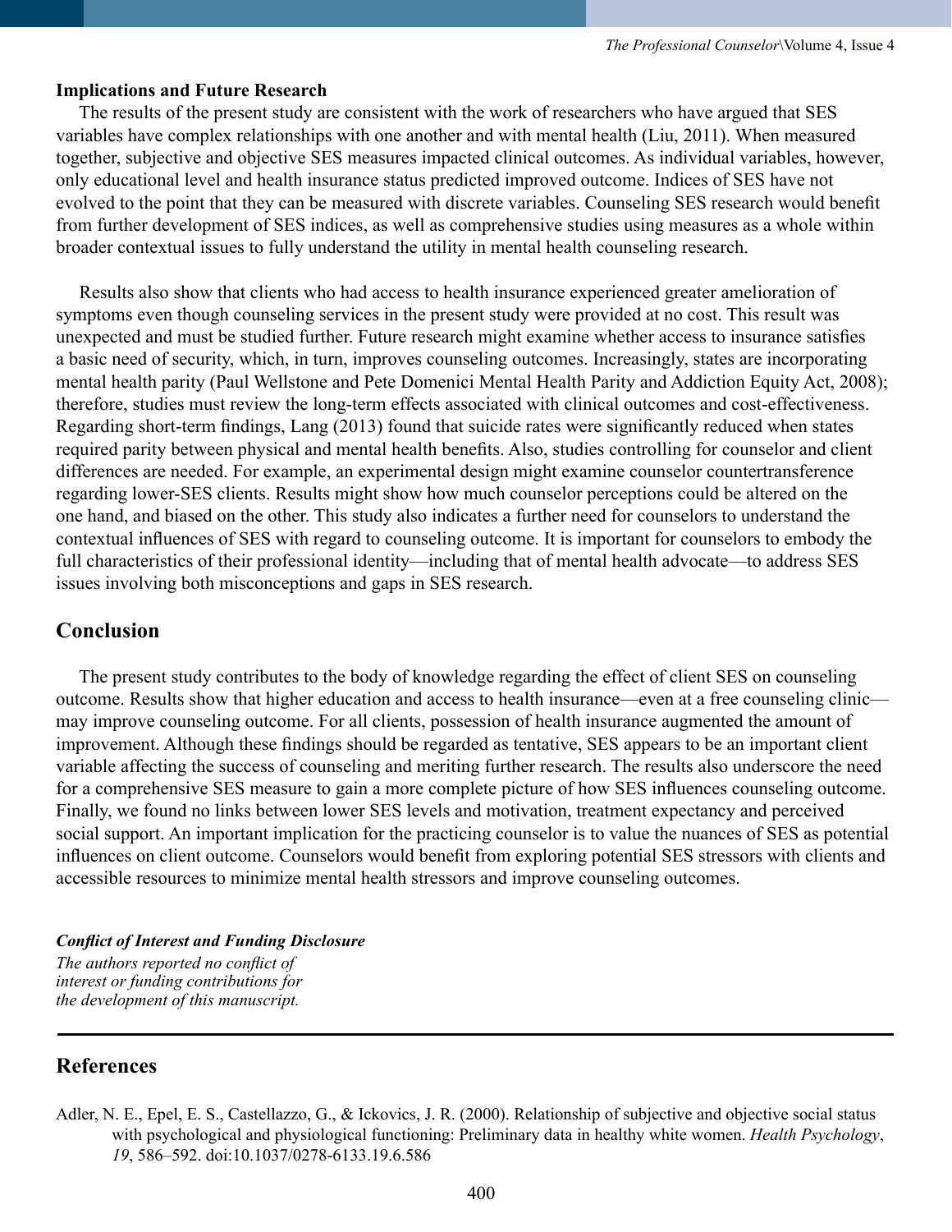**Implications and Future Research**

The results of the present study are consistent with the work of researchers who have argued that SES variables have complex relationships with one another and with mental health (Liu, 2011). When measured together, subjective and objective SES measures impacted clinical outcomes. As individual variables, however, only educational level and health insurance status predicted improved outcome. Indices of SES have not evolved to the point that they can be measured with discrete variables. Counseling SES research would benefit from further development of SES indices, as well as comprehensive studies using measures as a whole within broader contextual issues to fully understand the utility in mental health counseling research.

Results also show that clients who had access to health insurance experienced greater amelioration of symptoms even though counseling services in the present study were provided at no cost. This result was unexpected and must be studied further. Future research might examine whether access to insurance satisfies a basic need of security, which, in turn, improves counseling outcomes. Increasingly, states are incorporating mental health parity (Paul Wellstone and Pete Domenici Mental Health Parity and Addiction Equity Act, 2008); therefore, studies must review the long-term effects associated with clinical outcomes and cost-effectiveness. Regarding short-term findings, Lang (2013) found that suicide rates were significantly reduced when states required parity between physical and mental health benefits. Also, studies controlling for counselor and client differences are needed. For example, an experimental design might examine counselor countertransference regarding lower-SES clients. Results might show how much counselor perceptions could be altered on the one hand, and biased on the other. This study also indicates a further need for counselors to understand the contextual influences of SES with regard to counseling outcome. It is important for counselors to embody the full characteristics of their professional identity—including that of mental health advocate—to address SES issues involving both misconceptions and gaps in SES research.

## Conclusion

The present study contributes to the body of knowledge regarding the effect of client SES on counseling outcome. Results show that higher education and access to health insurance—even at a free counseling clinic—may improve counseling outcome. For all clients, possession of health insurance augmented the amount of improvement. Although these findings should be regarded as tentative, SES appears to be an important client variable affecting the success of counseling and meriting further research. The results also underscore the need for a comprehensive SES measure to gain a more complete picture of how SES influences counseling outcome. Finally, we found no links between lower SES levels and motivation, treatment expectancy and perceived social support. An important implication for the practicing counselor is to value the nuances of SES as potential influences on client outcome. Counselors would benefit from exploring potential SES stressors with clients and accessible resources to minimize mental health stressors and improve counseling outcomes.

***Conflict of Interest and Funding Disclosure***

*The authors reported no conflict of interest or funding contributions for the development of this manuscript.*

## References

Adler, N. E., Epel, E. S., Castellazzo, G., & Ickovics, J. R. (2000). Relationship of subjective and objective social status with psychological and physiological functioning: Preliminary data in healthy white women. *Health Psychology*, *19*, 586–592. doi:10.1037/0278-6133.19.6.586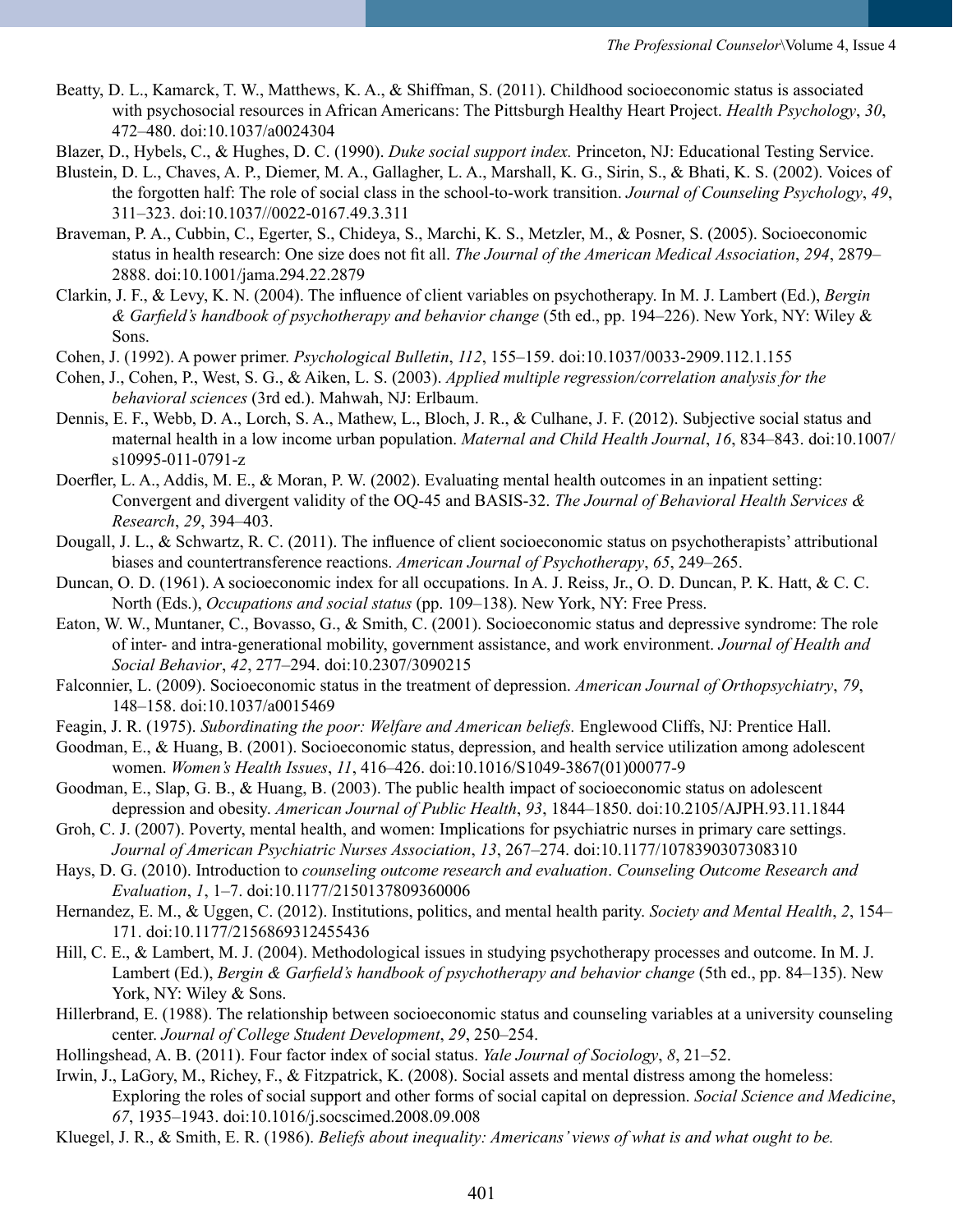Beatty, D. L., Kamarck, T. W., Matthews, K. A., & Shiffman, S. (2011). Childhood socioeconomic status is associated with psychosocial resources in African Americans: The Pittsburgh Healthy Heart Project. *Health Psychology*, *30*, 472–480. doi:10.1037/a0024304

Blazer, D., Hybels, C., & Hughes, D. C. (1990). *Duke social support index.* Princeton, NJ: Educational Testing Service.

Blustein, D. L., Chaves, A. P., Diemer, M. A., Gallagher, L. A., Marshall, K. G., Sirin, S., & Bhati, K. S. (2002). Voices of the forgotten half: The role of social class in the school-to-work transition. *Journal of Counseling Psychology*, *49*, 311–323. doi:10.1037//0022-0167.49.3.311

Braveman, P. A., Cubbin, C., Egerter, S., Chideya, S., Marchi, K. S., Metzler, M., & Posner, S. (2005). Socioeconomic status in health research: One size does not fit all. *The Journal of the American Medical Association*, *294*, 2879–2888. doi:10.1001/jama.294.22.2879

Clarkin, J. F., & Levy, K. N. (2004). The influence of client variables on psychotherapy. In M. J. Lambert (Ed.), *Bergin & Garfield's handbook of psychotherapy and behavior change* (5th ed., pp. 194–226). New York, NY: Wiley & Sons.

Cohen, J. (1992). A power primer. *Psychological Bulletin*, *112*, 155–159. doi:10.1037/0033-2909.112.1.155

Cohen, J., Cohen, P., West, S. G., & Aiken, L. S. (2003). *Applied multiple regression/correlation analysis for the behavioral sciences* (3rd ed.). Mahwah, NJ: Erlbaum.

Dennis, E. F., Webb, D. A., Lorch, S. A., Mathew, L., Bloch, J. R., & Culhane, J. F. (2012). Subjective social status and maternal health in a low income urban population. *Maternal and Child Health Journal*, *16*, 834–843. doi:10.1007/s10995-011-0791-z

Doerfler, L. A., Addis, M. E., & Moran, P. W. (2002). Evaluating mental health outcomes in an inpatient setting: Convergent and divergent validity of the OQ-45 and BASIS-32. *The Journal of Behavioral Health Services & Research*, *29*, 394–403.

Dougall, J. L., & Schwartz, R. C. (2011). The influence of client socioeconomic status on psychotherapists' attributional biases and countertransference reactions. *American Journal of Psychotherapy*, *65*, 249–265.

Duncan, O. D. (1961). A socioeconomic index for all occupations. In A. J. Reiss, Jr., O. D. Duncan, P. K. Hatt, & C. C. North (Eds.), *Occupations and social status* (pp. 109–138). New York, NY: Free Press.

Eaton, W. W., Muntaner, C., Bovasso, G., & Smith, C. (2001). Socioeconomic status and depressive syndrome: The role of inter- and intra-generational mobility, government assistance, and work environment. *Journal of Health and Social Behavior*, *42*, 277–294. doi:10.2307/3090215

Falconnier, L. (2009). Socioeconomic status in the treatment of depression. *American Journal of Orthopsychiatry*, *79*, 148–158. doi:10.1037/a0015469

Feagin, J. R. (1975). *Subordinating the poor: Welfare and American beliefs.* Englewood Cliffs, NJ: Prentice Hall.

Goodman, E., & Huang, B. (2001). Socioeconomic status, depression, and health service utilization among adolescent women. *Women's Health Issues*, *11*, 416–426. doi:10.1016/S1049-3867(01)00077-9

Goodman, E., Slap, G. B., & Huang, B. (2003). The public health impact of socioeconomic status on adolescent depression and obesity. *American Journal of Public Health*, *93*, 1844–1850. doi:10.2105/AJPH.93.11.1844

Groh, C. J. (2007). Poverty, mental health, and women: Implications for psychiatric nurses in primary care settings. *Journal of American Psychiatric Nurses Association*, *13*, 267–274. doi:10.1177/1078390307308310

Hays, D. G. (2010). Introduction to *counseling outcome research and evaluation*. *Counseling Outcome Research and Evaluation*, *1*, 1–7. doi:10.1177/2150137809360006

Hernandez, E. M., & Uggen, C. (2012). Institutions, politics, and mental health parity. *Society and Mental Health*, *2*, 154–171. doi:10.1177/2156869312455436

Hill, C. E., & Lambert, M. J. (2004). Methodological issues in studying psychotherapy processes and outcome. In M. J. Lambert (Ed.), *Bergin & Garfield's handbook of psychotherapy and behavior change* (5th ed., pp. 84–135). New York, NY: Wiley & Sons.

Hillerbrand, E. (1988). The relationship between socioeconomic status and counseling variables at a university counseling center. *Journal of College Student Development*, *29*, 250–254.

Hollingshead, A. B. (2011). Four factor index of social status. *Yale Journal of Sociology*, *8*, 21–52.

Irwin, J., LaGory, M., Richey, F., & Fitzpatrick, K. (2008). Social assets and mental distress among the homeless: Exploring the roles of social support and other forms of social capital on depression. *Social Science and Medicine*, *67*, 1935–1943. doi:10.1016/j.socscimed.2008.09.008

Kluegel, J. R., & Smith, E. R. (1986). *Beliefs about inequality: Americans' views of what is and what ought to be.*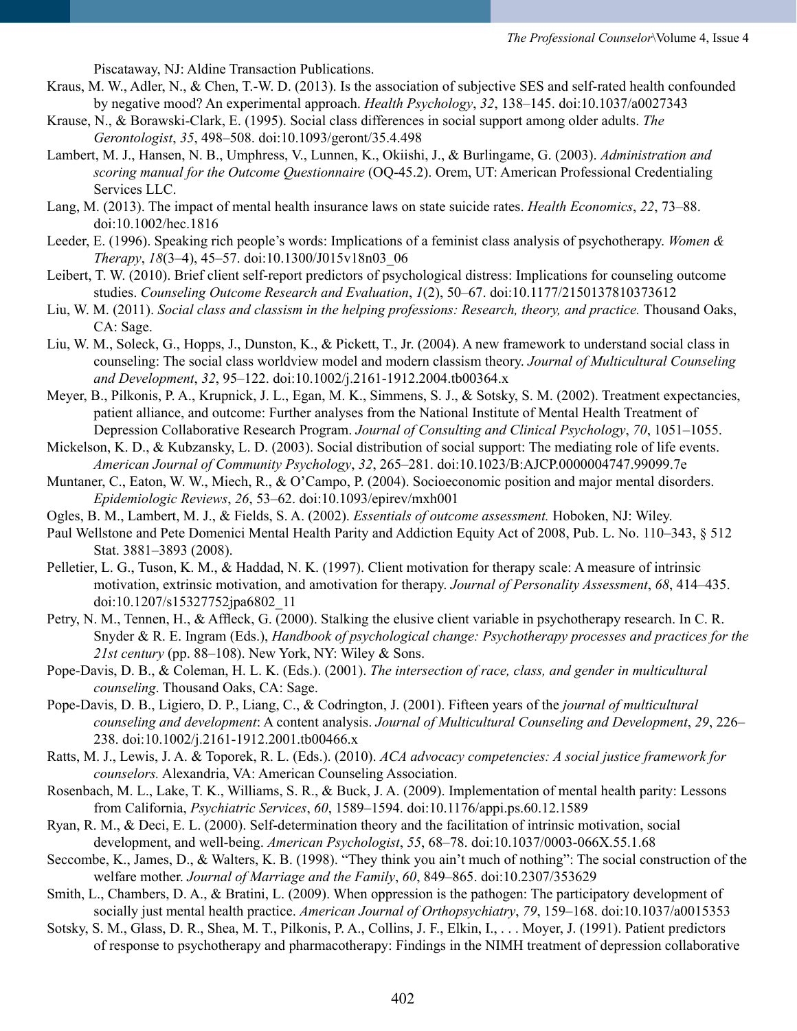Piscataway, NJ: Aldine Transaction Publications.

Kraus, M. W., Adler, N., & Chen, T.-W. D. (2013). Is the association of subjective SES and self-rated health confounded by negative mood? An experimental approach. *Health Psychology*, *32*, 138–145. doi:10.1037/a0027343

Krause, N., & Borawski-Clark, E. (1995). Social class differences in social support among older adults. *The Gerontologist*, *35*, 498–508. doi:10.1093/geront/35.4.498

Lambert, M. J., Hansen, N. B., Umphress, V., Lunnen, K., Okiishi, J., & Burlingame, G. (2003). *Administration and scoring manual for the Outcome Questionnaire* (OQ-45.2). Orem, UT: American Professional Credentialing Services LLC.

Lang, M. (2013). The impact of mental health insurance laws on state suicide rates. *Health Economics*, *22*, 73–88. doi:10.1002/hec.1816

Leeder, E. (1996). Speaking rich people's words: Implications of a feminist class analysis of psychotherapy. *Women & Therapy*, *18*(3–4), 45–57. doi:10.1300/J015v18n03_06

Leibert, T. W. (2010). Brief client self-report predictors of psychological distress: Implications for counseling outcome studies. *Counseling Outcome Research and Evaluation*, *1*(2), 50–67. doi:10.1177/2150137810373612

Liu, W. M. (2011). *Social class and classism in the helping professions: Research, theory, and practice.* Thousand Oaks, CA: Sage.

Liu, W. M., Soleck, G., Hopps, J., Dunston, K., & Pickett, T., Jr. (2004). A new framework to understand social class in counseling: The social class worldview model and modern classism theory. *Journal of Multicultural Counseling and Development*, *32*, 95–122. doi:10.1002/j.2161-1912.2004.tb00364.x

Meyer, B., Pilkonis, P. A., Krupnick, J. L., Egan, M. K., Simmens, S. J., & Sotsky, S. M. (2002). Treatment expectancies, patient alliance, and outcome: Further analyses from the National Institute of Mental Health Treatment of Depression Collaborative Research Program. *Journal of Consulting and Clinical Psychology*, *70*, 1051–1055.

Mickelson, K. D., & Kubzansky, L. D. (2003). Social distribution of social support: The mediating role of life events. *American Journal of Community Psychology*, *32*, 265–281. doi:10.1023/B:AJCP.0000004747.99099.7e

Muntaner, C., Eaton, W. W., Miech, R., & O'Campo, P. (2004). Socioeconomic position and major mental disorders. *Epidemiologic Reviews*, *26*, 53–62. doi:10.1093/epirev/mxh001

Ogles, B. M., Lambert, M. J., & Fields, S. A. (2002). *Essentials of outcome assessment.* Hoboken, NJ: Wiley.

Paul Wellstone and Pete Domenici Mental Health Parity and Addiction Equity Act of 2008, Pub. L. No. 110–343, § 512 Stat. 3881–3893 (2008).

Pelletier, L. G., Tuson, K. M., & Haddad, N. K. (1997). Client motivation for therapy scale: A measure of intrinsic motivation, extrinsic motivation, and amotivation for therapy. *Journal of Personality Assessment*, *68*, 414–435. doi:10.1207/s15327752jpa6802_11

Petry, N. M., Tennen, H., & Affleck, G. (2000). Stalking the elusive client variable in psychotherapy research. In C. R. Snyder & R. E. Ingram (Eds.), *Handbook of psychological change: Psychotherapy processes and practices for the 21st century* (pp. 88–108). New York, NY: Wiley & Sons.

Pope-Davis, D. B., & Coleman, H. L. K. (Eds.). (2001). *The intersection of race, class, and gender in multicultural counseling*. Thousand Oaks, CA: Sage.

Pope-Davis, D. B., Ligiero, D. P., Liang, C., & Codrington, J. (2001). Fifteen years of the *journal of multicultural counseling and development*: A content analysis. *Journal of Multicultural Counseling and Development*, *29*, 226–238. doi:10.1002/j.2161-1912.2001.tb00466.x

Ratts, M. J., Lewis, J. A. & Toporek, R. L. (Eds.). (2010). *ACA advocacy competencies: A social justice framework for counselors.* Alexandria, VA: American Counseling Association.

Rosenbach, M. L., Lake, T. K., Williams, S. R., & Buck, J. A. (2009). Implementation of mental health parity: Lessons from California, *Psychiatric Services*, *60*, 1589–1594. doi:10.1176/appi.ps.60.12.1589

Ryan, R. M., & Deci, E. L. (2000). Self-determination theory and the facilitation of intrinsic motivation, social development, and well-being. *American Psychologist*, *55*, 68–78. doi:10.1037/0003-066X.55.1.68

Seccombe, K., James, D., & Walters, K. B. (1998). "They think you ain't much of nothing": The social construction of the welfare mother. *Journal of Marriage and the Family*, *60*, 849–865. doi:10.2307/353629

Smith, L., Chambers, D. A., & Bratini, L. (2009). When oppression is the pathogen: The participatory development of socially just mental health practice. *American Journal of Orthopsychiatry*, *79*, 159–168. doi:10.1037/a0015353

Sotsky, S. M., Glass, D. R., Shea, M. T., Pilkonis, P. A., Collins, J. F., Elkin, I., . . . Moyer, J. (1991). Patient predictors of response to psychotherapy and pharmacotherapy: Findings in the NIMH treatment of depression collaborative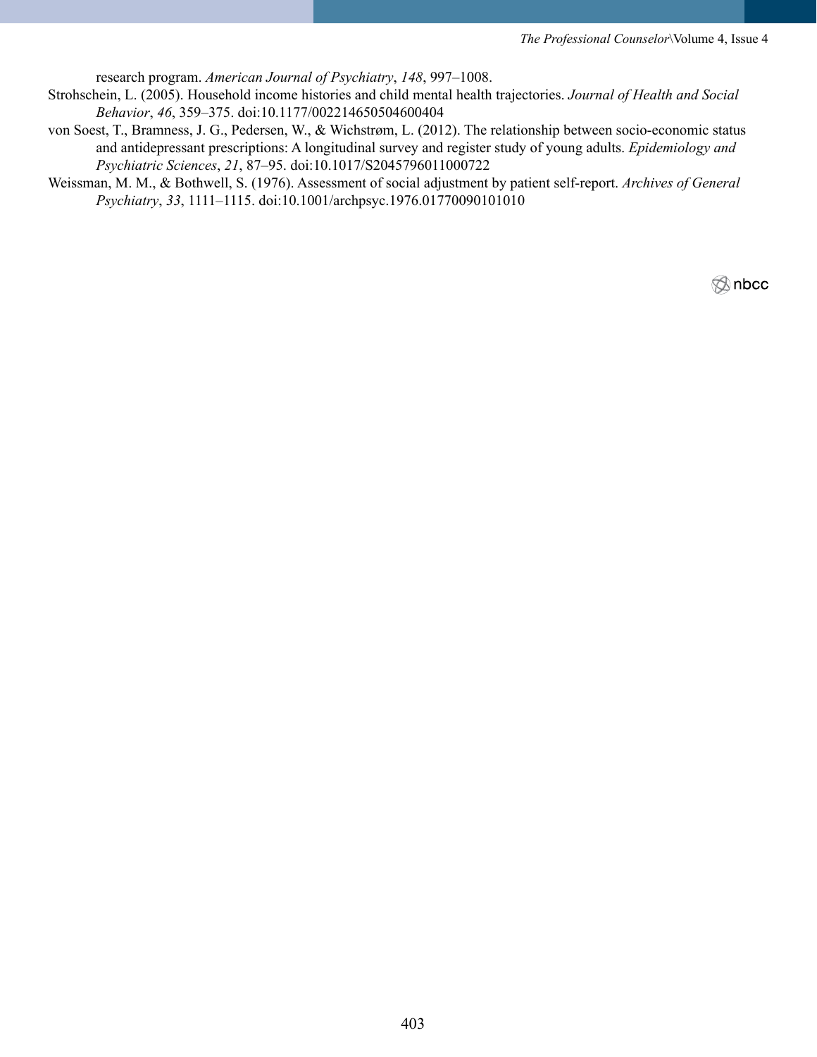research program. *American Journal of Psychiatry*, *148*, 997–1008.

Strohschein, L. (2005). Household income histories and child mental health trajectories. *Journal of Health and Social Behavior*, *46*, 359–375. doi:10.1177/002214650504600404

von Soest, T., Bramness, J. G., Pedersen, W., & Wichstrøm, L. (2012). The relationship between socio-economic status and antidepressant prescriptions: A longitudinal survey and register study of young adults. *Epidemiology and Psychiatric Sciences*, *21*, 87–95. doi:10.1017/S2045796011000722

Weissman, M. M., & Bothwell, S. (1976). Assessment of social adjustment by patient self-report. *Archives of General Psychiatry*, *33*, 1111–1115. doi:10.1001/archpsyc.1976.01770090101010